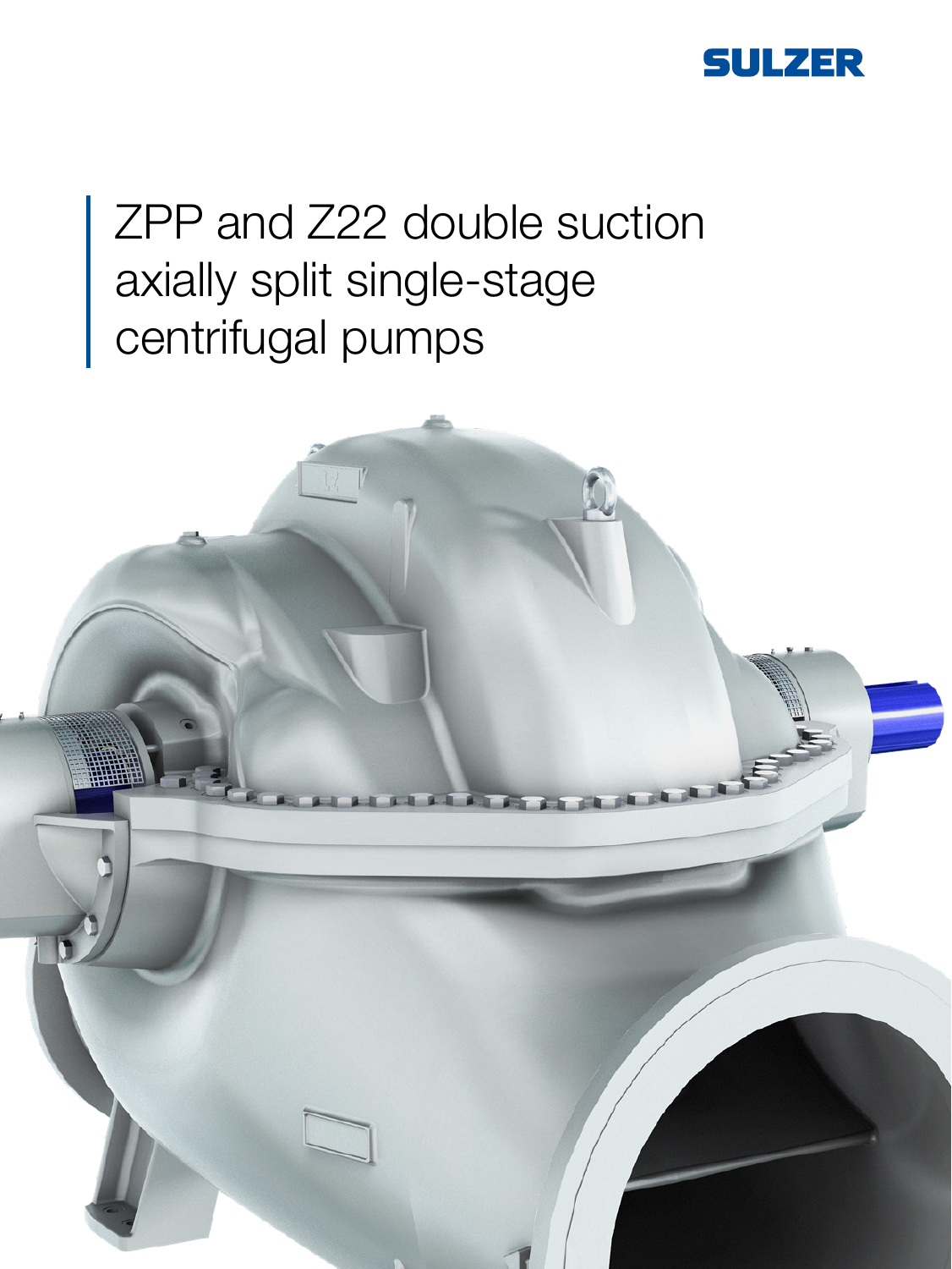SULZER

# ZPP and Z22 double suction axially split single-stage centrifugal pumps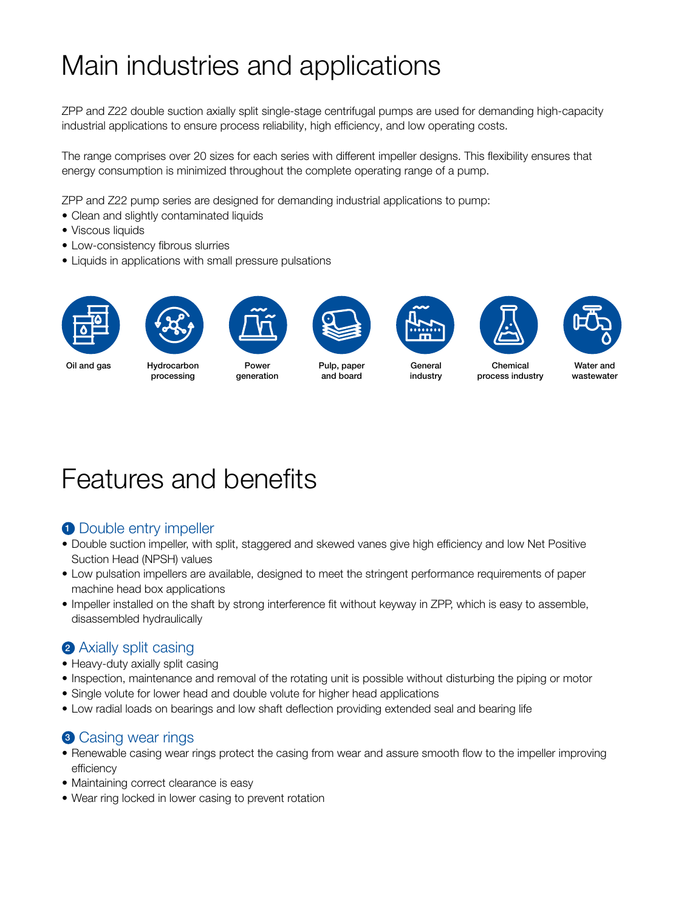# Main industries and applications

ZPP and Z22 double suction axially split single-stage centrifugal pumps are used for demanding high-capacity industrial applications to ensure process reliability, high efficiency, and low operating costs.

The range comprises over 20 sizes for each series with different impeller designs. This flexibility ensures that energy consumption is minimized throughout the complete operating range of a pump.

ZPP and Z22 pump series are designed for demanding industrial applications to pump:

- Clean and slightly contaminated liquids
- Viscous liquids
- Low-consistency fibrous slurries
- Liquids in applications with small pressure pulsations

Oil and gas

Hydrocarbon processing

Power generation

Pulp, paper and board

General industry

Chemical process industry

Water and wastewater

# Features and benefits

## 1 Double entry impeller

- Double suction impeller, with split, staggered and skewed vanes give high efficiency and low Net Positive Suction Head (NPSH) values
- Low pulsation impellers are available, designed to meet the stringent performance requirements of paper machine head box applications
- Impeller installed on the shaft by strong interference fit without keyway in ZPP, which is easy to assemble, disassembled hydraulically

## 2 Axially split casing

- Heavy-duty axially split casing
- Inspection, maintenance and removal of the rotating unit is possible without disturbing the piping or motor
- Single volute for lower head and double volute for higher head applications
- Low radial loads on bearings and low shaft deflection providing extended seal and bearing life

## 3 Casing wear rings

- Renewable casing wear rings protect the casing from wear and assure smooth flow to the impeller improving efficiency
- Maintaining correct clearance is easy
- Wear ring locked in lower casing to prevent rotation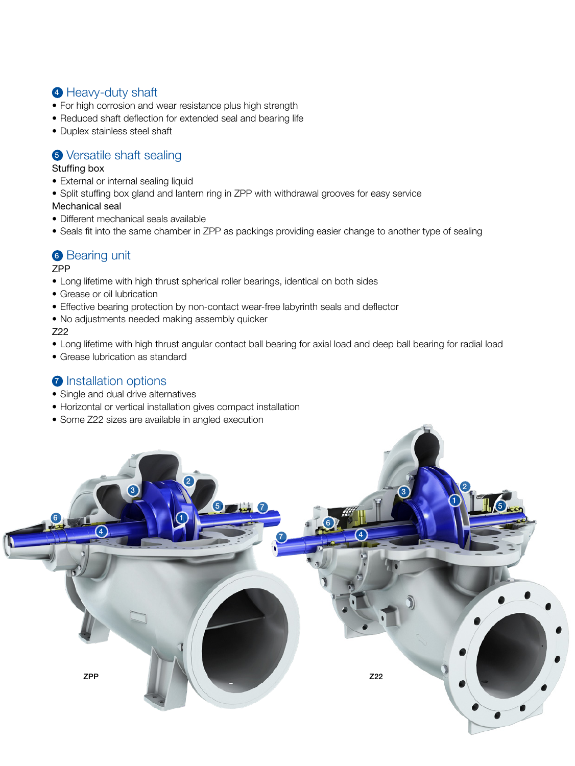## 4 Heavy-duty shaft

- For high corrosion and wear resistance plus high strength
- Reduced shaft deflection for extended seal and bearing life
- Duplex stainless steel shaft

## 5 Versatile shaft sealing

Stuffing box

- External or internal sealing liquid
- Split stuffing box gland and lantern ring in ZPP with withdrawal grooves for easy service

Mechanical seal

- Different mechanical seals available
- Seals fit into the same chamber in ZPP as packings providing easier change to another type of sealing

## 6 Bearing unit

ZPP

- Long lifetime with high thrust spherical roller bearings, identical on both sides
- Grease or oil lubrication
- Effective bearing protection by non-contact wear-free labyrinth seals and deflector
- No adjustments needed making assembly quicker

Z22

- Long lifetime with high thrust angular contact ball bearing for axial load and deep ball bearing for radial load
- Grease lubrication as standard

## 7 Installation options

- Single and dual drive alternatives
- Horizontal or vertical installation gives compact installation
- Some Z22 sizes are available in angled execution

ZPP

Z22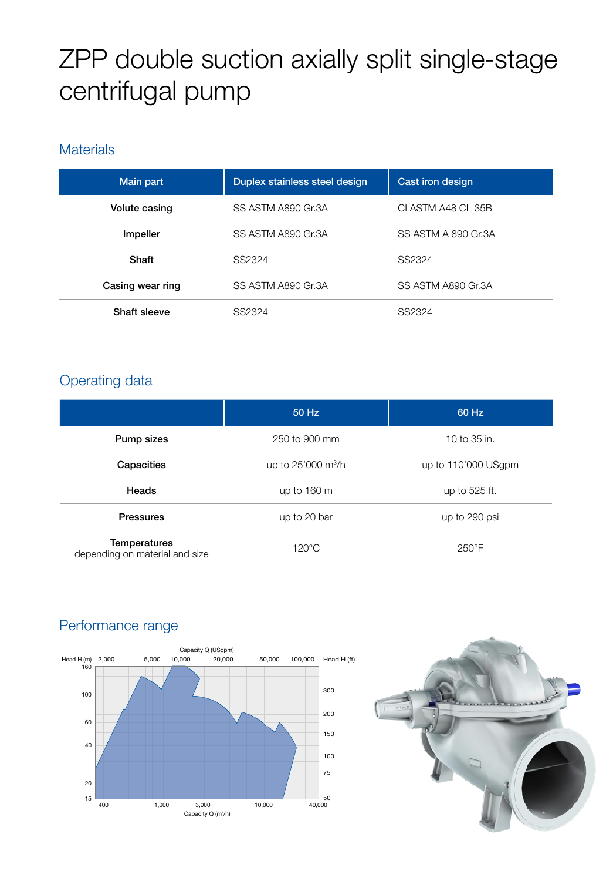# ZPP double suction axially split single-stage centrifugal pump

## Materials

| Main part | Duplex stainless steel design | Cast iron design |
|---|---|---|
| Volute casing | SS ASTM A890 Gr.3A | CI ASTM A48 CL 35B |
| Impeller | SS ASTM A890 Gr.3A | SS ASTM A 890 Gr.3A |
| Shaft | SS2324 | SS2324 |
| Casing wear ring | SS ASTM A890 Gr.3A | SS ASTM A890 Gr.3A |
| Shaft sleeve | SS2324 | SS2324 |

## Operating data

| | 50 Hz | 60 Hz |
|---|---|---|
| Pump sizes | 250 to 900 mm | 10 to 35 in. |
| Capacities | up to 25'000 $m^3$/h | up to 110'000 USgpm |
| Heads | up to 160 m | up to 525 ft. |
| Pressures | up to 20 bar | up to 290 psi |
| Temperatures depending on material and size | 120°C | 250°F |

## Performance range

Capacity Q (USgpm): 2,000 · 5,000 · 10,000 · 20,000 · 50,000 · 100,000

Head H (m): 160 · 100 · 60 · 40 · 20 · 15

Head H (ft): 300 · 200 · 150 · 100 · 75 · 50

Capacity Q ($m^3$/h): 400 · 1,000 · 3,000 · 10,000 · 40,000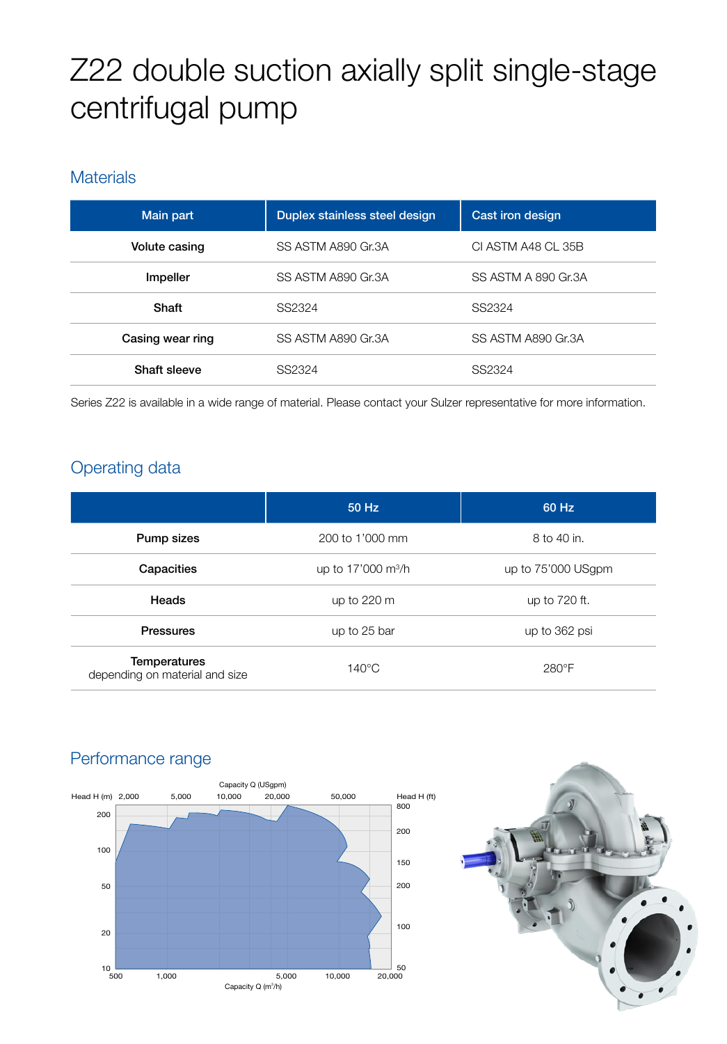# Z22 double suction axially split single-stage centrifugal pump

## Materials

| Main part | Duplex stainless steel design | Cast iron design |
|---|---|---|
| Volute casing | SS ASTM A890 Gr.3A | CI ASTM A48 CL 35B |
| Impeller | SS ASTM A890 Gr.3A | SS ASTM A 890 Gr.3A |
| Shaft | SS2324 | SS2324 |
| Casing wear ring | SS ASTM A890 Gr.3A | SS ASTM A890 Gr.3A |
| Shaft sleeve | SS2324 | SS2324 |

Series Z22 is available in a wide range of material. Please contact your Sulzer representative for more information.

## Operating data

| | 50 Hz | 60 Hz |
|---|---|---|
| **Pump sizes** | 200 to 1'000 mm | 8 to 40 in. |
| **Capacities** | up to 17'000 m³/h | up to 75'000 USgpm |
| **Heads** | up to 220 m | up to 720 ft. |
| **Pressures** | up to 25 bar | up to 362 psi |
| **Temperatures** depending on material and size | 140°C | 280°F |

## Performance range

Head H (m) | Capacity Q (USgpm) | Head H (ft)

Capacity Q (m³/h)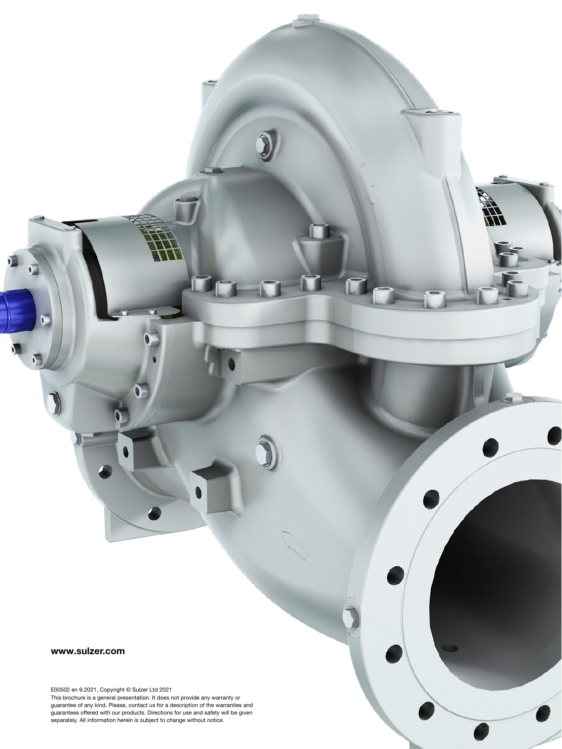**www.sulzer.com**

E00502 en 9.2021, Copyright © Sulzer Ltd 2021
This brochure is a general presentation. It does not provide any warranty or guarantee of any kind. Please, contact us for a description of the warranties and guarantees offered with our products. Directions for use and safety will be given separately. All information herein is subject to change without notice.